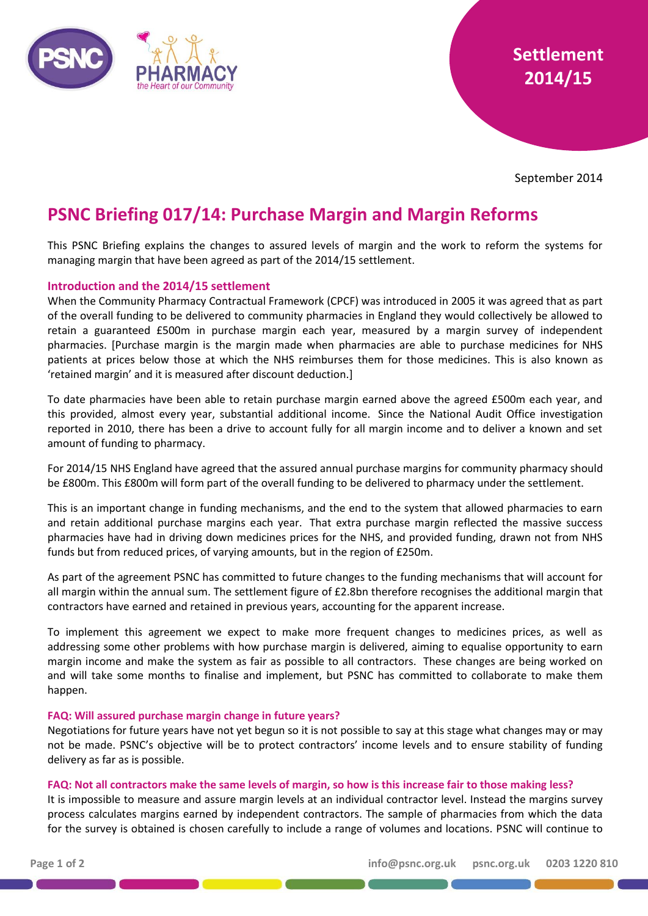Settlement 2014/15

September 2014

# PSNC Briefing 017/14: Purchase Margin and Margin Reforms

This PSNC Briefing explains the changes to assured levels of margin and the work to reform the systems for managing margin that have been agreed as part of the 2014/15 settlement.

## Introduction and the 2014/15 settlement

When the Community Pharmacy Contractual Framework (CPCF) was introduced in 2005 it was agreed that as part of the overall funding to be delivered to community pharmacies in England they would collectively be allowed to retain a guaranteed £500m in purchase margin each year, measured by a margin survey of independent pharmacies. [Purchase margin is the margin made when pharmacies are able to purchase medicines for NHS patients at prices below those at which the NHS reimburses them for those medicines. This is also known as 'retained margin' and it is measured after discount deduction.]

To date pharmacies have been able to retain purchase margin earned above the agreed £500m each year, and this provided, almost every year, substantial additional income. Since the National Audit Office investigation reported in 2010, there has been a drive to account fully for all margin income and to deliver a known and set amount of funding to pharmacy.

For 2014/15 NHS England have agreed that the assured annual purchase margins for community pharmacy should be £800m. This £800m will form part of the overall funding to be delivered to pharmacy under the settlement.

This is an important change in funding mechanisms, and the end to the system that allowed pharmacies to earn and retain additional purchase margins each year. That extra purchase margin reflected the massive success pharmacies have had in driving down medicines prices for the NHS, and provided funding, drawn not from NHS funds but from reduced prices, of varying amounts, but in the region of £250m.

As part of the agreement PSNC has committed to future changes to the funding mechanisms that will account for all margin within the annual sum. The settlement figure of £2.8bn therefore recognises the additional margin that contractors have earned and retained in previous years, accounting for the apparent increase.

To implement this agreement we expect to make more frequent changes to medicines prices, as well as addressing some other problems with how purchase margin is delivered, aiming to equalise opportunity to earn margin income and make the system as fair as possible to all contractors. These changes are being worked on and will take some months to finalise and implement, but PSNC has committed to collaborate to make them happen.

### FAQ: Will assured purchase margin change in future years?

Negotiations for future years have not yet begun so it is not possible to say at this stage what changes may or may not be made. PSNC's objective will be to protect contractors' income levels and to ensure stability of funding delivery as far as is possible.

### FAQ: Not all contractors make the same levels of margin, so how is this increase fair to those making less?

It is impossible to measure and assure margin levels at an individual contractor level. Instead the margins survey process calculates margins earned by independent contractors. The sample of pharmacies from which the data for the survey is obtained is chosen carefully to include a range of volumes and locations. PSNC will continue to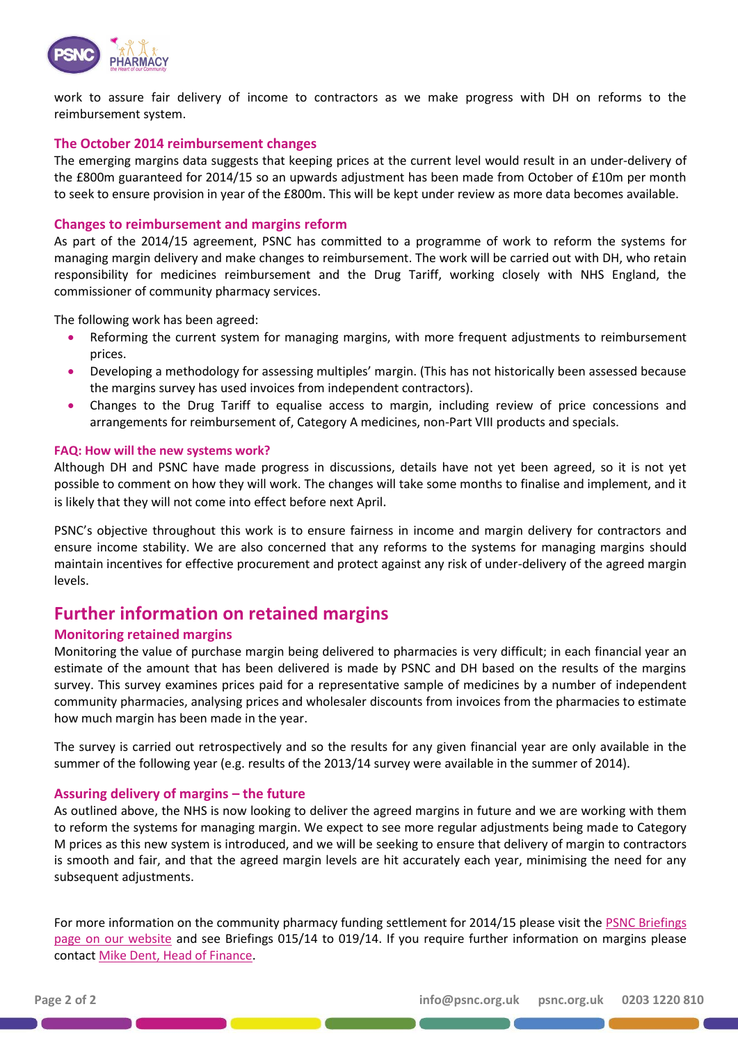work to assure fair delivery of income to contractors as we make progress with DH on reforms to the reimbursement system.

### The October 2014 reimbursement changes

The emerging margins data suggests that keeping prices at the current level would result in an under-delivery of the £800m guaranteed for 2014/15 so an upwards adjustment has been made from October of £10m per month to seek to ensure provision in year of the £800m. This will be kept under review as more data becomes available.

### Changes to reimbursement and margins reform

As part of the 2014/15 agreement, PSNC has committed to a programme of work to reform the systems for managing margin delivery and make changes to reimbursement. The work will be carried out with DH, who retain responsibility for medicines reimbursement and the Drug Tariff, working closely with NHS England, the commissioner of community pharmacy services.

The following work has been agreed:

- Reforming the current system for managing margins, with more frequent adjustments to reimbursement prices.
- Developing a methodology for assessing multiples' margin. (This has not historically been assessed because the margins survey has used invoices from independent contractors).
- Changes to the Drug Tariff to equalise access to margin, including review of price concessions and arrangements for reimbursement of, Category A medicines, non-Part VIII products and specials.

#### FAQ: How will the new systems work?

Although DH and PSNC have made progress in discussions, details have not yet been agreed, so it is not yet possible to comment on how they will work. The changes will take some months to finalise and implement, and it is likely that they will not come into effect before next April.

PSNC's objective throughout this work is to ensure fairness in income and margin delivery for contractors and ensure income stability. We are also concerned that any reforms to the systems for managing margins should maintain incentives for effective procurement and protect against any risk of under-delivery of the agreed margin levels.

## Further information on retained margins

### Monitoring retained margins

Monitoring the value of purchase margin being delivered to pharmacies is very difficult; in each financial year an estimate of the amount that has been delivered is made by PSNC and DH based on the results of the margins survey. This survey examines prices paid for a representative sample of medicines by a number of independent community pharmacies, analysing prices and wholesaler discounts from invoices from the pharmacies to estimate how much margin has been made in the year.

The survey is carried out retrospectively and so the results for any given financial year are only available in the summer of the following year (e.g. results of the 2013/14 survey were available in the summer of 2014).

### Assuring delivery of margins – the future

As outlined above, the NHS is now looking to deliver the agreed margins in future and we are working with them to reform the systems for managing margin. We expect to see more regular adjustments being made to Category M prices as this new system is introduced, and we will be seeking to ensure that delivery of margin to contractors is smooth and fair, and that the agreed margin levels are hit accurately each year, minimising the need for any subsequent adjustments.

For more information on the community pharmacy funding settlement for 2014/15 please visit the PSNC Briefings page on our website and see Briefings 015/14 to 019/14. If you require further information on margins please contact Mike Dent, Head of Finance.